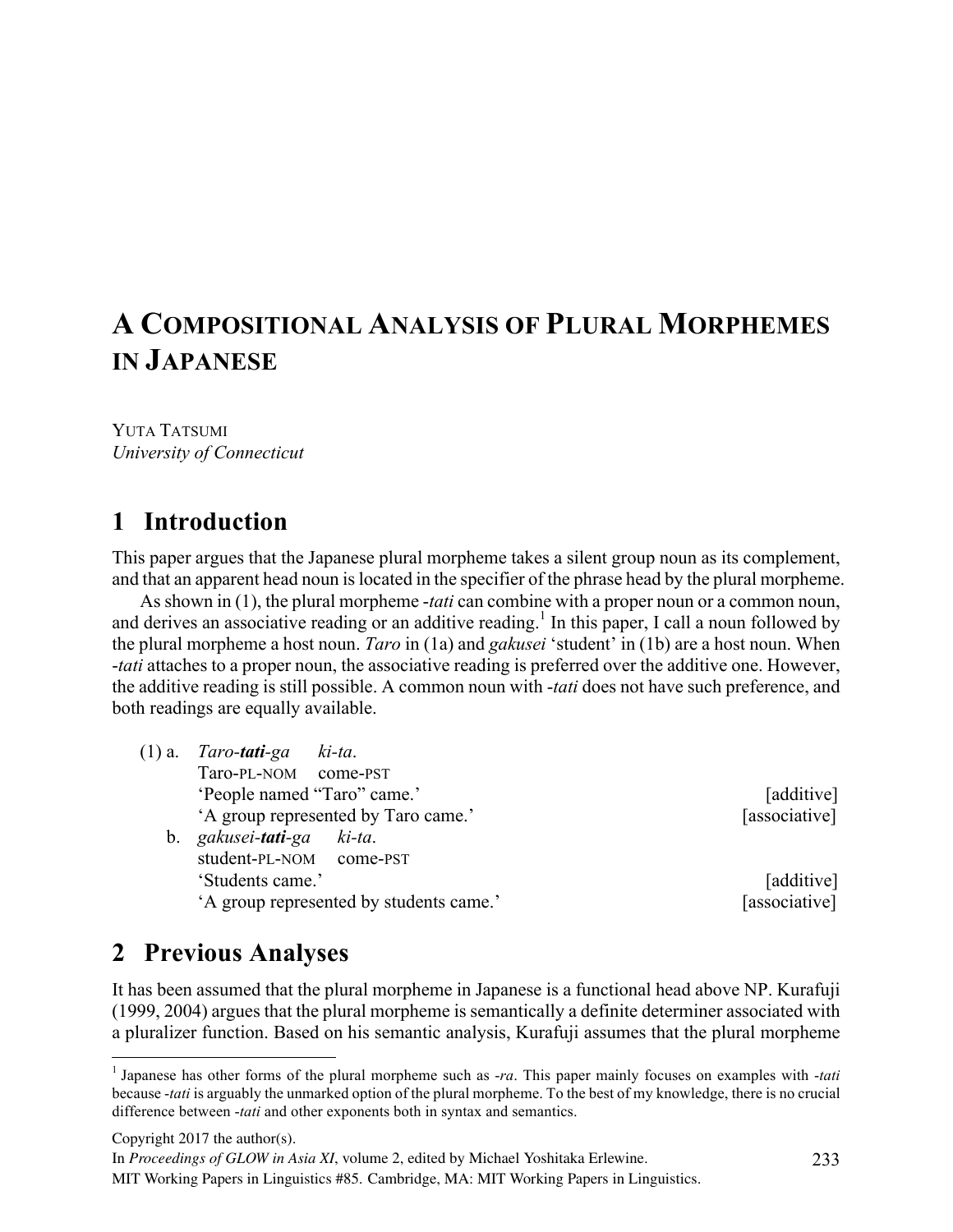# A Compositional Analysis of Plural Morphemes in Japanese

Yuta Tatsumi
*University of Connecticut*

## 1 Introduction

This paper argues that the Japanese plural morpheme takes a silent group noun as its complement, and that an apparent head noun is located in the specifier of the phrase head by the plural morpheme.

As shown in (1), the plural morpheme *-tati* can combine with a proper noun or a common noun, and derives an associative reading or an additive reading.[1] In this paper, I call a noun followed by the plural morpheme a host noun. *Taro* in (1a) and *gakusei* 'student' in (1b) are a host noun. When *-tati* attaches to a proper noun, the associative reading is preferred over the additive one. However, the additive reading is still possible. A common noun with *-tati* does not have such preference, and both readings are equally available.

(1) a. *Taro-**tati**-ga ki-ta.*
Taro-PL-NOM come-PST
'People named "Taro" came.' [additive]
'A group represented by Taro came.' [associative]

b. *gakusei-**tati**-ga ki-ta.*
student-PL-NOM come-PST
'Students came.' [additive]
'A group represented by students came.' [associative]

## 2 Previous Analyses

It has been assumed that the plural morpheme in Japanese is a functional head above NP. Kurafuji (1999, 2004) argues that the plural morpheme is semantically a definite determiner associated with a pluralizer function. Based on his semantic analysis, Kurafuji assumes that the plural morpheme

[1] Japanese has other forms of the plural morpheme such as *-ra*. This paper mainly focuses on examples with *-tati* because *-tati* is arguably the unmarked option of the plural morpheme. To the best of my knowledge, there is no crucial difference between *-tati* and other exponents both in syntax and semantics.

Copyright 2017 the author(s).
In *Proceedings of GLOW in Asia XI*, volume 2, edited by Michael Yoshitaka Erlewine.
MIT Working Papers in Linguistics #85. Cambridge, MA: MIT Working Papers in Linguistics.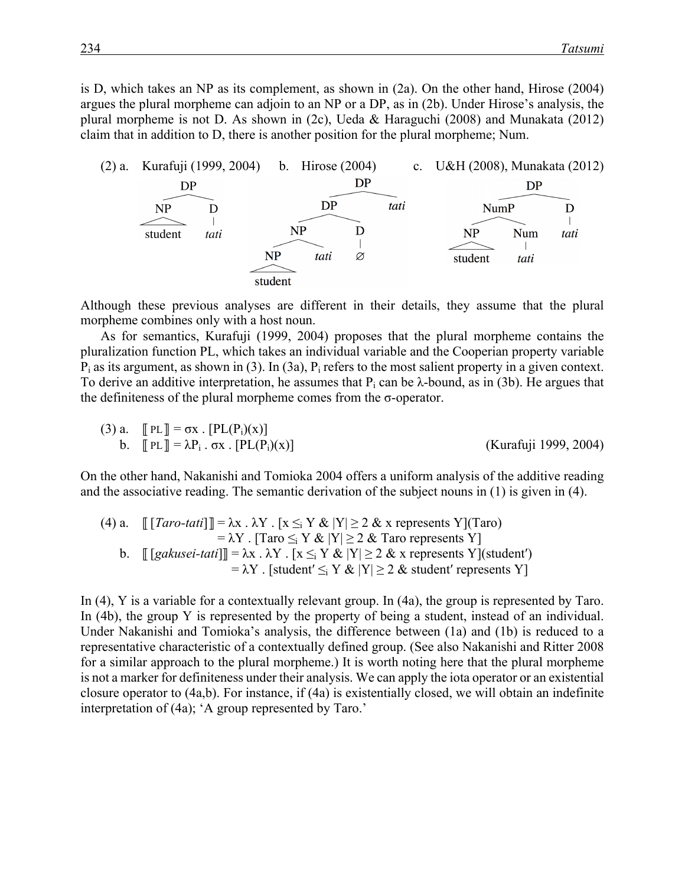is D, which takes an NP as its complement, as shown in (2a). On the other hand, Hirose (2004) argues the plural morpheme can adjoin to an NP or a DP, as in (2b). Under Hirose's analysis, the plural morpheme is not D. As shown in (2c), Ueda & Haraguchi (2008) and Munakata (2012) claim that in addition to D, there is another position for the plural morpheme; Num.

(2) a. Kurafuji (1999, 2004) b. Hirose (2004) c. U&H (2008), Munakata (2012)

a. [DP [NP student] [D *tati*]]

b. [DP [DP [NP [NP student] *tati*] [D ∅]] *tati*]

c. [DP [NumP [NP student] [Num *tati*]] [D *tati*]]

Although these previous analyses are different in their details, they assume that the plural morpheme combines only with a host noun.

As for semantics, Kurafuji (1999, 2004) proposes that the plural morpheme contains the pluralization function PL, which takes an individual variable and the Cooperian property variable $P_i$ as its argument, as shown in (3). In (3a), $P_i$ refers to the most salient property in a given context. To derive an additive interpretation, he assumes that $P_i$ can be λ-bound, as in (3b). He argues that the definiteness of the plural morpheme comes from the σ-operator.

(3) a. $[\![ \text{PL} ]\!] = \sigma x \,.\, [\text{PL}(P_i)(x)]$

b. $[\![ \text{PL} ]\!] = \lambda P_i \,.\, \sigma x \,.\, [\text{PL}(P_i)(x)]$ (Kurafuji 1999, 2004)

On the other hand, Nakanishi and Tomioka 2004 offers a uniform analysis of the additive reading and the associative reading. The semantic derivation of the subject nouns in (1) is given in (4).

(4) a. $[\![ [\textit{Taro-tati}] ]\!] = \lambda x \,.\, \lambda Y \,.\, [x \leq_i Y \;\&\; |Y| \geq 2 \;\&\; x \text{ represents } Y](\text{Taro})$
$= \lambda Y \,.\, [\text{Taro} \leq_i Y \;\&\; |Y| \geq 2 \;\&\; \text{Taro represents } Y]$

b. $[\![ [\textit{gakusei-tati}] ]\!] = \lambda x \,.\, \lambda Y \,.\, [x \leq_i Y \;\&\; |Y| \geq 2 \;\&\; x \text{ represents } Y](\text{student}')$
$= \lambda Y \,.\, [\text{student}' \leq_i Y \;\&\; |Y| \geq 2 \;\&\; \text{student}' \text{ represents } Y]$

In (4), Y is a variable for a contextually relevant group. In (4a), the group is represented by Taro. In (4b), the group Y is represented by the property of being a student, instead of an individual. Under Nakanishi and Tomioka's analysis, the difference between (1a) and (1b) is reduced to a representative characteristic of a contextually defined group. (See also Nakanishi and Ritter 2008 for a similar approach to the plural morpheme.) It is worth noting here that the plural morpheme is not a marker for definiteness under their analysis. We can apply the iota operator or an existential closure operator to (4a,b). For instance, if (4a) is existentially closed, we will obtain an indefinite interpretation of (4a); 'A group represented by Taro.'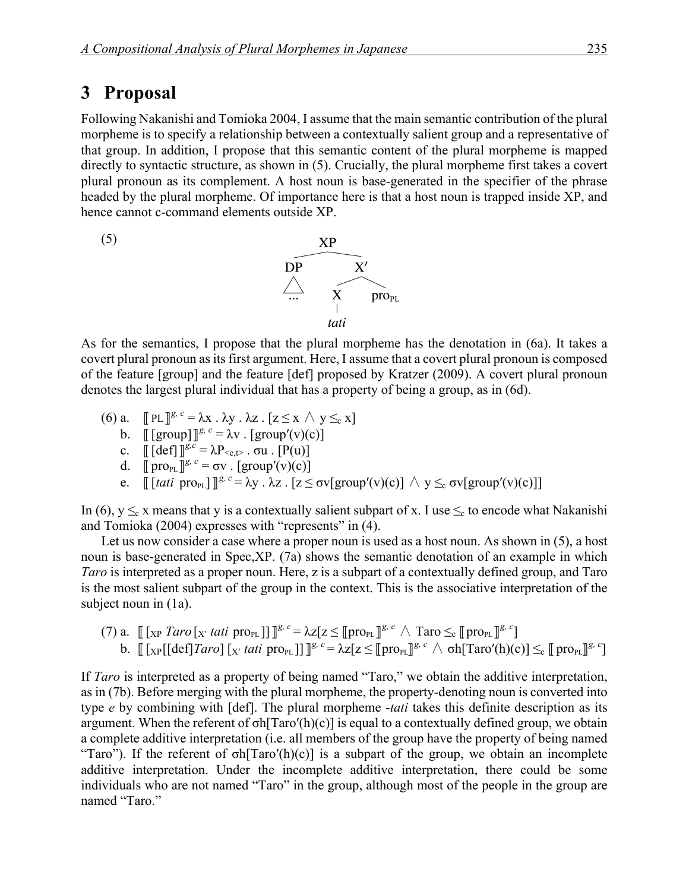## 3 Proposal

Following Nakanishi and Tomioka 2004, I assume that the main semantic contribution of the plural morpheme is to specify a relationship between a contextually salient group and a representative of that group. In addition, I propose that this semantic content of the plural morpheme is mapped directly to syntactic structure, as shown in (5). Crucially, the plural morpheme first takes a covert plural pronoun as its complement. A host noun is base-generated in the specifier of the phrase headed by the plural morpheme. Of importance here is that a host noun is trapped inside XP, and hence cannot c-command elements outside XP.

(5)

```
            XP
          /    \
        DP      X′
        △      /   \
       ...    X    pro_PL
              |
             tati
```

As for the semantics, I propose that the plural morpheme has the denotation in (6a). It takes a covert plural pronoun as its first argument. Here, I assume that a covert plural pronoun is composed of the feature [group] and the feature [def] proposed by Kratzer (2009). A covert plural pronoun denotes the largest plural individual that has a property of being a group, as in (6d).

(6) a. $[\![\text{PL}]\!]^{g,c} = \lambda x . \lambda y . \lambda z . [z \leq x \wedge y \leq_c x]$

b. $[\![\text{[group]}]\!]^{g,c} = \lambda v . [\text{group}'(v)(c)]$

c. $[\![\text{[def]}]\!]^{g,c} = \lambda P_{<e,t>} . \sigma u . [P(u)]$

d. $[\![\text{pro}_{\text{PL}}]\!]^{g,c} = \sigma v . [\text{group}'(v)(c)]$

e. $[\![[\textit{tati}\ \text{pro}_{\text{PL}}]]\!]^{g,c} = \lambda y . \lambda z . [z \leq \sigma v[\text{group}'(v)(c)] \wedge y \leq_c \sigma v[\text{group}'(v)(c)]]$

In (6), $y \leq_c x$ means that y is a contextually salient subpart of x. I use $\leq_c$ to encode what Nakanishi and Tomioka (2004) expresses with "represents" in (4).

Let us now consider a case where a proper noun is used as a host noun. As shown in (5), a host noun is base-generated in Spec,XP. (7a) shows the semantic denotation of an example in which *Taro* is interpreted as a proper noun. Here, z is a subpart of a contextually defined group, and Taro is the most salient subpart of the group in the context. This is the associative interpretation of the subject noun in (1a).

(7) a. $[\![[_{\text{XP}}\ \textit{Taro}\ [_{\text{X}'}\ \textit{tati}\ \text{pro}_{\text{PL}}]]]\!]^{g,c} = \lambda z[z \leq [\![\text{pro}_{\text{PL}}]\!]^{g,c} \wedge \text{Taro} \leq_c [\![\text{pro}_{\text{PL}}]\!]^{g,c}]$

b. $[\![[_{\text{XP}}[\text{[def]}\textit{Taro}]\ [_{\text{X}'}\ \textit{tati}\ \text{pro}_{\text{PL}}]]]\!]^{g,c} = \lambda z[z \leq [\![\text{pro}_{\text{PL}}]\!]^{g,c} \wedge \sigma h[\text{Taro}'(h)(c)] \leq_c [\![\text{pro}_{\text{PL}}]\!]^{g,c}]$

If *Taro* is interpreted as a property of being named "Taro," we obtain the additive interpretation, as in (7b). Before merging with the plural morpheme, the property-denoting noun is converted into type *e* by combining with [def]. The plural morpheme *-tati* takes this definite description as its argument. When the referent of $\sigma h[\text{Taro}'(h)(c)]$ is equal to a contextually defined group, we obtain a complete additive interpretation (i.e. all members of the group have the property of being named "Taro"). If the referent of $\sigma h[\text{Taro}'(h)(c)]$ is a subpart of the group, we obtain an incomplete additive interpretation. Under the incomplete additive interpretation, there could be some individuals who are not named "Taro" in the group, although most of the people in the group are named "Taro."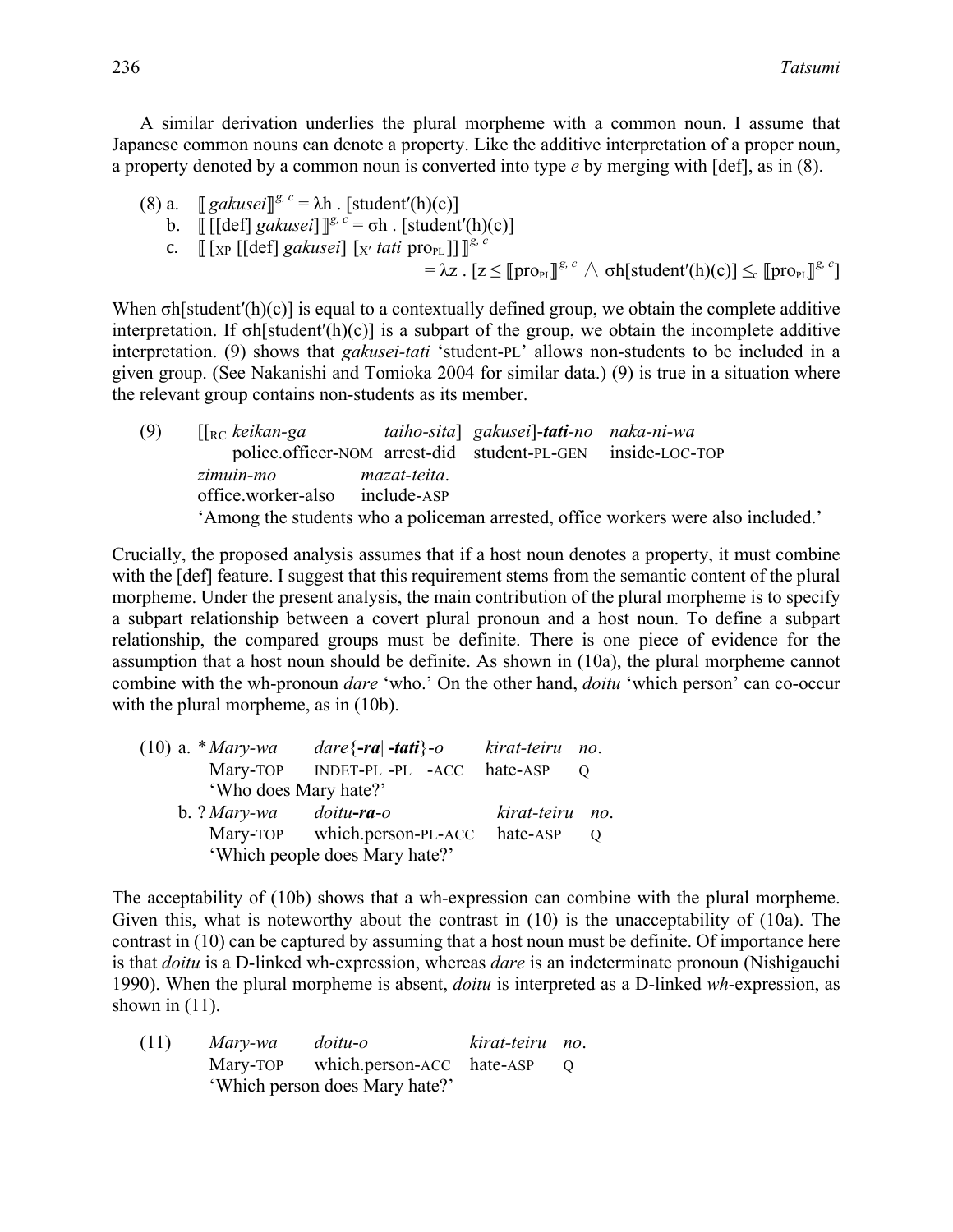A similar derivation underlies the plural morpheme with a common noun. I assume that Japanese common nouns can denote a property. Like the additive interpretation of a proper noun, a property denoted by a common noun is converted into type *e* by merging with [def], as in (8).

(8) a. $[\![$ *gakusei* $]\!]^{g,\,c} = \lambda h\,.\,[\text{student}'(h)(c)]$

 b. $[\![$ [[def] *gakusei*] $]\!]^{g,\,c} = \sigma h\,.\,[\text{student}'(h)(c)]$

 c. $[\![$ [$_{XP}$ [[def] *gakusei*] [$_{X'}$ *tati* $\text{pro}_{PL}$ ]] $]\!]^{g,\,c}$

$$= \lambda z\,.\,[z \leq [\![\text{pro}_{PL}]\!]^{g,\,c} \wedge \sigma h[\text{student}'(h)(c)] \leq_c [\![\text{pro}_{PL}]\!]^{g,\,c}]$$

When σh[student′(h)(c)] is equal to a contextually defined group, we obtain the complete additive interpretation. If σh[student′(h)(c)] is a subpart of the group, we obtain the incomplete additive interpretation. (9) shows that *gakusei-tati* 'student-PL' allows non-students to be included in a given group. (See Nakanishi and Tomioka 2004 for similar data.) (9) is true in a situation where the relevant group contains non-students as its member.

(9) [[$_{RC}$ *keikan-ga* *taiho-sita*] *gakusei*]-***tati***-*no* *naka-ni-wa*
  police.officer-NOM arrest-did student-PL-GEN inside-LOC-TOP
 *zimuin-mo* *mazat-teita*.
 office.worker-also include-ASP
 'Among the students who a policeman arrested, office workers were also included.'

Crucially, the proposed analysis assumes that if a host noun denotes a property, it must combine with the [def] feature. I suggest that this requirement stems from the semantic content of the plural morpheme. Under the present analysis, the main contribution of the plural morpheme is to specify a subpart relationship between a covert plural pronoun and a host noun. To define a subpart relationship, the compared groups must be definite. There is one piece of evidence for the assumption that a host noun should be definite. As shown in (10a), the plural morpheme cannot combine with the wh-pronoun *dare* 'who.' On the other hand, *doitu* 'which person' can co-occur with the plural morpheme, as in (10b).

(10) a. \* *Mary-wa* *dare*{***-ra***| ***-tati***}*-o* *kirat-teiru* *no*.
  Mary-TOP INDET-PL -PL -ACC hate-ASP Q
  'Who does Mary hate?'

 b. ? *Mary-wa* *doitu-**ra**-o* *kirat-teiru* *no*.
  Mary-TOP which.person-PL-ACC hate-ASP Q
  'Which people does Mary hate?'

The acceptability of (10b) shows that a wh-expression can combine with the plural morpheme. Given this, what is noteworthy about the contrast in (10) is the unacceptability of (10a). The contrast in (10) can be captured by assuming that a host noun must be definite. Of importance here is that *doitu* is a D-linked wh-expression, whereas *dare* is an indeterminate pronoun (Nishigauchi 1990). When the plural morpheme is absent, *doitu* is interpreted as a D-linked *wh*-expression, as shown in (11).

(11) *Mary-wa* *doitu-o* *kirat-teiru* *no*.
 Mary-TOP which.person-ACC hate-ASP Q
 'Which person does Mary hate?'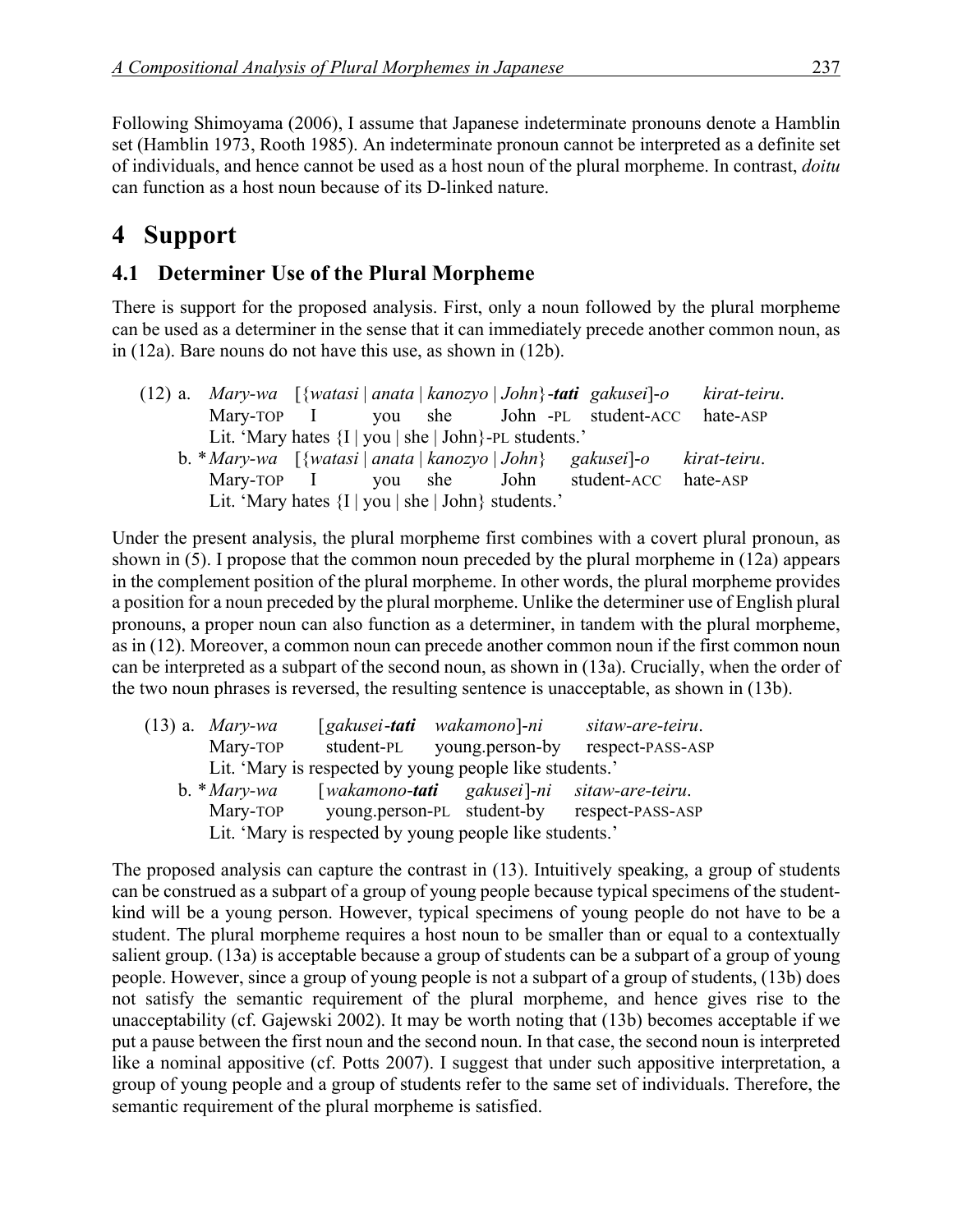Following Shimoyama (2006), I assume that Japanese indeterminate pronouns denote a Hamblin set (Hamblin 1973, Rooth 1985). An indeterminate pronoun cannot be interpreted as a definite set of individuals, and hence cannot be used as a host noun of the plural morpheme. In contrast, *doitu* can function as a host noun because of its D-linked nature.

# 4 Support

## 4.1 Determiner Use of the Plural Morpheme

There is support for the proposed analysis. First, only a noun followed by the plural morpheme can be used as a determiner in the sense that it can immediately precede another common noun, as in (12a). Bare nouns do not have this use, as shown in (12b).

(12) a. *Mary-wa* [{*watasi* | *anata* | *kanozyo* | *John*}-***tati*** *gakusei*]-*o* *kirat-teiru*.
Mary-TOP I you she John -PL student-ACC hate-ASP
Lit. 'Mary hates {I | you | she | John}-PL students.'

b. \* *Mary-wa* [{*watasi* | *anata* | *kanozyo* | *John*} *gakusei*]-*o* *kirat-teiru*.
Mary-TOP I you she John student-ACC hate-ASP
Lit. 'Mary hates {I | you | she | John} students.'

Under the present analysis, the plural morpheme first combines with a covert plural pronoun, as shown in (5). I propose that the common noun preceded by the plural morpheme in (12a) appears in the complement position of the plural morpheme. In other words, the plural morpheme provides a position for a noun preceded by the plural morpheme. Unlike the determiner use of English plural pronouns, a proper noun can also function as a determiner, in tandem with the plural morpheme, as in (12). Moreover, a common noun can precede another common noun if the first common noun can be interpreted as a subpart of the second noun, as shown in (13a). Crucially, when the order of the two noun phrases is reversed, the resulting sentence is unacceptable, as shown in (13b).

(13) a. *Mary-wa* [*gakusei*-***tati*** *wakamono*]-*ni* *sitaw-are-teiru*.
Mary-TOP student-PL young.person-by respect-PASS-ASP
Lit. 'Mary is respected by young people like students.'

b. \* *Mary-wa* [*wakamono*-***tati*** *gakusei*]-*ni* *sitaw-are-teiru*.
Mary-TOP young.person-PL student-by respect-PASS-ASP
Lit. 'Mary is respected by young people like students.'

The proposed analysis can capture the contrast in (13). Intuitively speaking, a group of students can be construed as a subpart of a group of young people because typical specimens of the student-kind will be a young person. However, typical specimens of young people do not have to be a student. The plural morpheme requires a host noun to be smaller than or equal to a contextually salient group. (13a) is acceptable because a group of students can be a subpart of a group of young people. However, since a group of young people is not a subpart of a group of students, (13b) does not satisfy the semantic requirement of the plural morpheme, and hence gives rise to the unacceptability (cf. Gajewski 2002). It may be worth noting that (13b) becomes acceptable if we put a pause between the first noun and the second noun. In that case, the second noun is interpreted like a nominal appositive (cf. Potts 2007). I suggest that under such appositive interpretation, a group of young people and a group of students refer to the same set of individuals. Therefore, the semantic requirement of the plural morpheme is satisfied.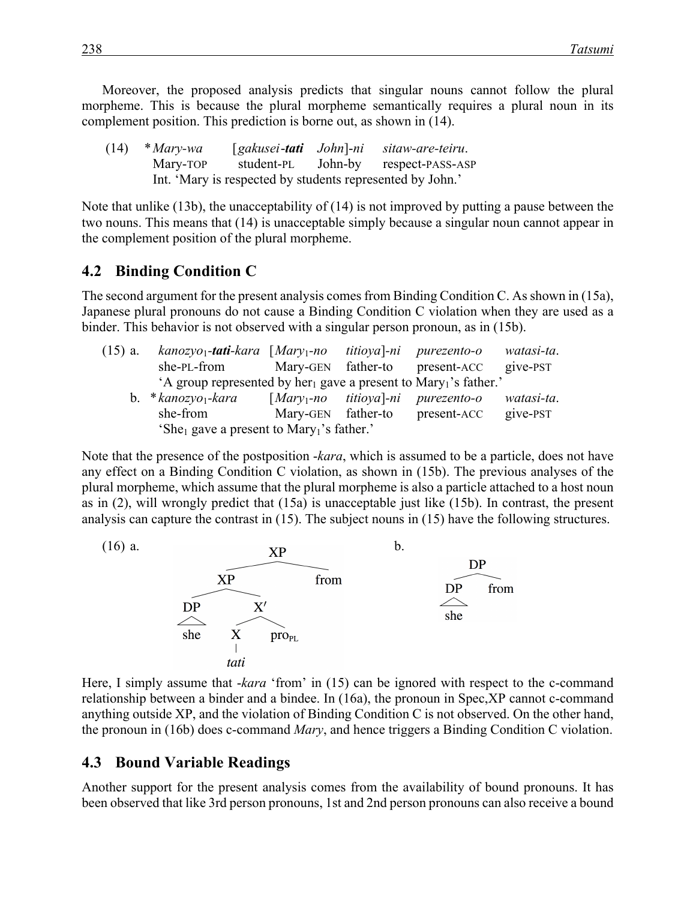Moreover, the proposed analysis predicts that singular nouns cannot follow the plural morpheme. This is because the plural morpheme semantically requires a plural noun in its complement position. This prediction is borne out, as shown in (14).

(14) \* *Mary-wa* [*gakusei-**tati** John*]-*ni* *sitaw-are-teiru*.
Mary-TOP student-PL John-by respect-PASS-ASP
Int. 'Mary is respected by students represented by John.'

Note that unlike (13b), the unacceptability of (14) is not improved by putting a pause between the two nouns. This means that (14) is unacceptable simply because a singular noun cannot appear in the complement position of the plural morpheme.

## 4.2 Binding Condition C

The second argument for the present analysis comes from Binding Condition C. As shown in (15a), Japanese plural pronouns do not cause a Binding Condition C violation when they are used as a binder. This behavior is not observed with a singular person pronoun, as in (15b).

(15) a. *kanozyo*$_1$-***tati**-kara* [*Mary*$_1$-*no* *titioya*]-*ni* *purezento-o* *watasi-ta*.
she-PL-from Mary-GEN father-to present-ACC give-PST
'A group represented by her$_1$ gave a present to Mary$_1$'s father.'

b. \* *kanozyo*$_1$-*kara* [*Mary*$_1$-*no* *titioya*]-*ni* *purezento-o* *watasi-ta*.
she-from Mary-GEN father-to present-ACC give-PST
'She$_1$ gave a present to Mary$_1$'s father.'

Note that the presence of the postposition *-kara*, which is assumed to be a particle, does not have any effect on a Binding Condition C violation, as shown in (15b). The previous analyses of the plural morpheme, which assume that the plural morpheme is also a particle attached to a host noun as in (2), will wrongly predict that (15a) is unacceptable just like (15b). In contrast, the present analysis can capture the contrast in (15). The subject nouns in (15) have the following structures.

(16) a. [XP [XP [DP she] [X′ [X *tati*] pro$_{PL}$]] from]

b. [DP [DP she] from]

Here, I simply assume that *-kara* 'from' in (15) can be ignored with respect to the c-command relationship between a binder and a bindee. In (16a), the pronoun in Spec,XP cannot c-command anything outside XP, and the violation of Binding Condition C is not observed. On the other hand, the pronoun in (16b) does c-command *Mary*, and hence triggers a Binding Condition C violation.

## 4.3 Bound Variable Readings

Another support for the present analysis comes from the availability of bound pronouns. It has been observed that like 3rd person pronouns, 1st and 2nd person pronouns can also receive a bound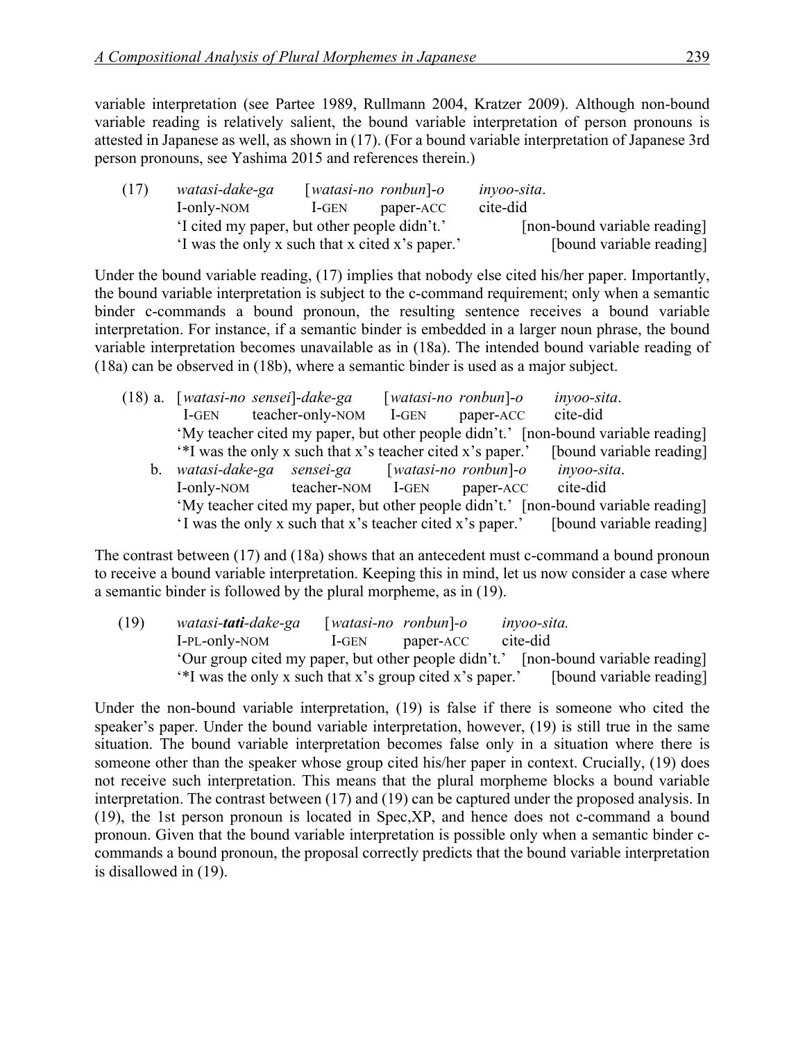variable interpretation (see Partee 1989, Rullmann 2004, Kratzer 2009). Although non-bound variable reading is relatively salient, the bound variable interpretation of person pronouns is attested in Japanese as well, as shown in (17). (For a bound variable interpretation of Japanese 3rd person pronouns, see Yashima 2015 and references therein.)

(17) *watasi-dake-ga* [*watasi-no ronbun*]-*o* *inyoo-sita*.
I-only-NOM I-GEN paper-ACC cite-did
'I cited my paper, but other people didn't.' [non-bound variable reading]
'I was the only x such that x cited x's paper.' [bound variable reading]

Under the bound variable reading, (17) implies that nobody else cited his/her paper. Importantly, the bound variable interpretation is subject to the c-command requirement; only when a semantic binder c-commands a bound pronoun, the resulting sentence receives a bound variable interpretation. For instance, if a semantic binder is embedded in a larger noun phrase, the bound variable interpretation becomes unavailable as in (18a). The intended bound variable reading of (18a) can be observed in (18b), where a semantic binder is used as a major subject.

(18) a. [*watasi-no sensei*]-*dake-ga* [*watasi-no ronbun*]-*o* *inyoo-sita*.
I-GEN teacher-only-NOM I-GEN paper-ACC cite-did
'My teacher cited my paper, but other people didn't.' [non-bound variable reading]
'*I was the only x such that x's teacher cited x's paper.' [bound variable reading]

b. *watasi-dake-ga sensei-ga* [*watasi-no ronbun*]-*o* *inyoo-sita*.
I-only-NOM teacher-NOM I-GEN paper-ACC cite-did
'My teacher cited my paper, but other people didn't.' [non-bound variable reading]
'I was the only x such that x's teacher cited x's paper.' [bound variable reading]

The contrast between (17) and (18a) shows that an antecedent must c-command a bound pronoun to receive a bound variable interpretation. Keeping this in mind, let us now consider a case where a semantic binder is followed by the plural morpheme, as in (19).

(19) *watasi-**tati**-dake-ga* [*watasi-no ronbun*]-*o* *inyoo-sita.*
I-PL-only-NOM I-GEN paper-ACC cite-did
'Our group cited my paper, but other people didn't.' [non-bound variable reading]
'*I was the only x such that x's group cited x's paper.' [bound variable reading]

Under the non-bound variable interpretation, (19) is false if there is someone who cited the speaker's paper. Under the bound variable interpretation, however, (19) is still true in the same situation. The bound variable interpretation becomes false only in a situation where there is someone other than the speaker whose group cited his/her paper in context. Crucially, (19) does not receive such interpretation. This means that the plural morpheme blocks a bound variable interpretation. The contrast between (17) and (19) can be captured under the proposed analysis. In (19), the 1st person pronoun is located in Spec,XP, and hence does not c-command a bound pronoun. Given that the bound variable interpretation is possible only when a semantic binder c-commands a bound pronoun, the proposal correctly predicts that the bound variable interpretation is disallowed in (19).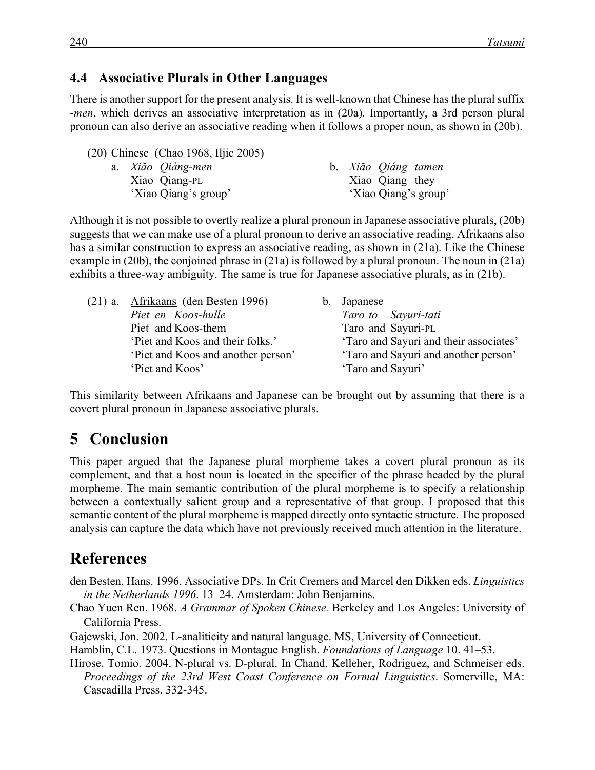### 4.4 Associative Plurals in Other Languages

There is another support for the present analysis. It is well-known that Chinese has the plural suffix -*men*, which derives an associative interpretation as in (20a). Importantly, a 3rd person plural pronoun can also derive an associative reading when it follows a proper noun, as shown in (20b).

(20) Chinese (Chao 1968, Iljic 2005)

a. *Xiăo Qiáng-men*
   Xiao Qiang-PL
   'Xiao Qiang's group'

b. *Xiăo Qiáng tamen*
   Xiao Qiang they
   'Xiao Qiang's group'

Although it is not possible to overtly realize a plural pronoun in Japanese associative plurals, (20b) suggests that we can make use of a plural pronoun to derive an associative reading. Afrikaans also has a similar construction to express an associative reading, as shown in (21a). Like the Chinese example in (20b), the conjoined phrase in (21a) is followed by a plural pronoun. The noun in (21a) exhibits a three-way ambiguity. The same is true for Japanese associative plurals, as in (21b).

(21) a. Afrikaans (den Besten 1996)
   *Piet en Koos-hulle*
   Piet and Koos-them
   'Piet and Koos and their folks.'
   'Piet and Koos and another person'
   'Piet and Koos'

b. Japanese
   *Taro to Sayuri-tati*
   Taro and Sayuri-PL
   'Taro and Sayuri and their associates'
   'Taro and Sayuri and another person'
   'Taro and Sayuri'

This similarity between Afrikaans and Japanese can be brought out by assuming that there is a covert plural pronoun in Japanese associative plurals.

## 5 Conclusion

This paper argued that the Japanese plural morpheme takes a covert plural pronoun as its complement, and that a host noun is located in the specifier of the phrase headed by the plural morpheme. The main semantic contribution of the plural morpheme is to specify a relationship between a contextually salient group and a representative of that group. I proposed that this semantic content of the plural morpheme is mapped directly onto syntactic structure. The proposed analysis can capture the data which have not previously received much attention in the literature.

## References

den Besten, Hans. 1996. Associative DPs. In Crit Cremers and Marcel den Dikken eds. *Linguistics in the Netherlands 1996*. 13–24. Amsterdam: John Benjamins.

Chao Yuen Ren. 1968. *A Grammar of Spoken Chinese.* Berkeley and Los Angeles: University of California Press.

Gajewski, Jon. 2002. L-analiticity and natural language. MS, University of Connecticut.

Hamblin, C.L. 1973. Questions in Montague English. *Foundations of Language* 10. 41–53.

Hirose, Tomio. 2004. N-plural vs. D-plural. In Chand, Kelleher, Rodríguez, and Schmeiser eds. *Proceedings of the 23rd West Coast Conference on Formal Linguistics*. Somerville, MA: Cascadilla Press. 332-345.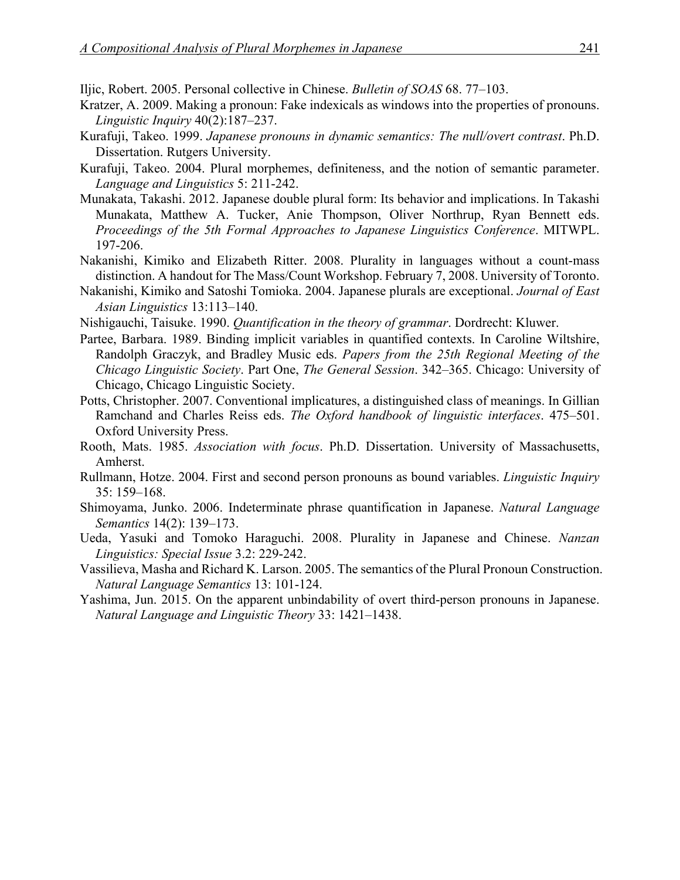Iljic, Robert. 2005. Personal collective in Chinese. *Bulletin of SOAS* 68. 77–103.

Kratzer, A. 2009. Making a pronoun: Fake indexicals as windows into the properties of pronouns. *Linguistic Inquiry* 40(2):187–237.

Kurafuji, Takeo. 1999. *Japanese pronouns in dynamic semantics: The null/overt contrast*. Ph.D. Dissertation. Rutgers University.

Kurafuji, Takeo. 2004. Plural morphemes, definiteness, and the notion of semantic parameter. *Language and Linguistics* 5: 211-242.

Munakata, Takashi. 2012. Japanese double plural form: Its behavior and implications. In Takashi Munakata, Matthew A. Tucker, Anie Thompson, Oliver Northrup, Ryan Bennett eds. *Proceedings of the 5th Formal Approaches to Japanese Linguistics Conference*. MITWPL. 197-206.

Nakanishi, Kimiko and Elizabeth Ritter. 2008. Plurality in languages without a count-mass distinction. A handout for The Mass/Count Workshop. February 7, 2008. University of Toronto.

Nakanishi, Kimiko and Satoshi Tomioka. 2004. Japanese plurals are exceptional. *Journal of East Asian Linguistics* 13:113–140.

Nishigauchi, Taisuke. 1990. *Quantification in the theory of grammar*. Dordrecht: Kluwer.

Partee, Barbara. 1989. Binding implicit variables in quantified contexts. In Caroline Wiltshire, Randolph Graczyk, and Bradley Music eds. *Papers from the 25th Regional Meeting of the Chicago Linguistic Society*. Part One, *The General Session*. 342–365. Chicago: University of Chicago, Chicago Linguistic Society.

Potts, Christopher. 2007. Conventional implicatures, a distinguished class of meanings. In Gillian Ramchand and Charles Reiss eds. *The Oxford handbook of linguistic interfaces*. 475–501. Oxford University Press.

Rooth, Mats. 1985. *Association with focus*. Ph.D. Dissertation. University of Massachusetts, Amherst.

Rullmann, Hotze. 2004. First and second person pronouns as bound variables. *Linguistic Inquiry* 35: 159–168.

Shimoyama, Junko. 2006. Indeterminate phrase quantification in Japanese. *Natural Language Semantics* 14(2): 139–173.

Ueda, Yasuki and Tomoko Haraguchi. 2008. Plurality in Japanese and Chinese. *Nanzan Linguistics: Special Issue* 3.2: 229-242.

Vassilieva, Masha and Richard K. Larson. 2005. The semantics of the Plural Pronoun Construction. *Natural Language Semantics* 13: 101-124.

Yashima, Jun. 2015. On the apparent unbindability of overt third-person pronouns in Japanese. *Natural Language and Linguistic Theory* 33: 1421–1438.